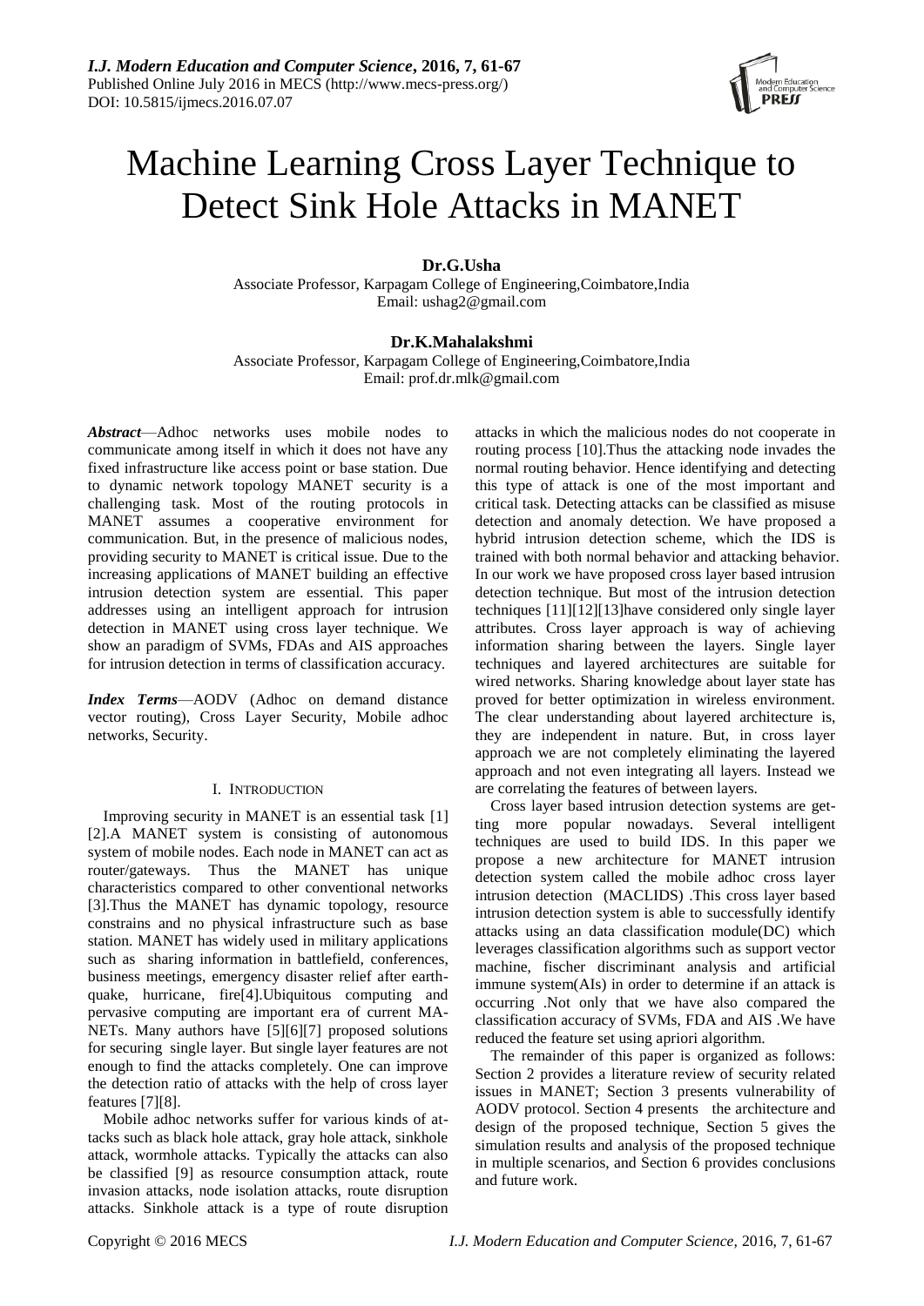# Machine Learning Cross Layer Technique to Detect Sink Hole Attacks in MANET

**Dr.G.Usha**

Associate Professor, Karpagam College of Engineering,Coimbatore,India

Email: ushag2@gmail.com

**Dr.K.Mahalakshmi**

Associate Professor, Karpagam College of Engineering,Coimbatore,India

Email: prof.dr.mlk@gmail.com

***Abstract***—Adhoc networks uses mobile nodes to communicate among itself in which it does not have any fixed infrastructure like access point or base station. Due to dynamic network topology MANET security is a challenging task. Most of the routing protocols in MANET assumes a cooperative environment for communication. But, in the presence of malicious nodes, providing security to MANET is critical issue. Due to the increasing applications of MANET building an effective intrusion detection system are essential. This paper addresses using an intelligent approach for intrusion detection in MANET using cross layer technique. We show an paradigm of SVMs, FDAs and AIS approaches for intrusion detection in terms of classification accuracy.

***Index Terms***—AODV (Adhoc on demand distance vector routing), Cross Layer Security, Mobile adhoc networks, Security.

## I. Introduction

Improving security in MANET is an essential task [1] [2].A MANET system is consisting of autonomous system of mobile nodes. Each node in MANET can act as router/gateways. Thus the MANET has unique characteristics compared to other conventional networks [3].Thus the MANET has dynamic topology, resource constrains and no physical infrastructure such as base station. MANET has widely used in military applications such as sharing information in battlefield, conferences, business meetings, emergency disaster relief after earth-quake, hurricane, fire[4].Ubiquitous computing and pervasive computing are important era of current MA-NETs. Many authors have [5][6][7] proposed solutions for securing single layer. But single layer features are not enough to find the attacks completely. One can improve the detection ratio of attacks with the help of cross layer features [7][8].

Mobile adhoc networks suffer for various kinds of at-tacks such as black hole attack, gray hole attack, sinkhole attack, wormhole attacks. Typically the attacks can also be classified [9] as resource consumption attack, route invasion attacks, node isolation attacks, route disruption attacks. Sinkhole attack is a type of route disruption attacks in which the malicious nodes do not cooperate in routing process [10].Thus the attacking node invades the normal routing behavior. Hence identifying and detecting this type of attack is one of the most important and critical task. Detecting attacks can be classified as misuse detection and anomaly detection. We have proposed a hybrid intrusion detection scheme, which the IDS is trained with both normal behavior and attacking behavior. In our work we have proposed cross layer based intrusion detection technique. But most of the intrusion detection techniques [11][12][13]have considered only single layer attributes. Cross layer approach is way of achieving information sharing between the layers. Single layer techniques and layered architectures are suitable for wired networks. Sharing knowledge about layer state has proved for better optimization in wireless environment. The clear understanding about layered architecture is, they are independent in nature. But, in cross layer approach we are not completely eliminating the layered approach and not even integrating all layers. Instead we are correlating the features of between layers.

Cross layer based intrusion detection systems are get-ting more popular nowadays. Several intelligent techniques are used to build IDS. In this paper we propose a new architecture for MANET intrusion detection system called the mobile adhoc cross layer intrusion detection (MACLIDS) .This cross layer based intrusion detection system is able to successfully identify attacks using an data classification module(DC) which leverages classification algorithms such as support vector machine, fischer discriminant analysis and artificial immune system(AIs) in order to determine if an attack is occurring .Not only that we have also compared the classification accuracy of SVMs, FDA and AIS .We have reduced the feature set using apriori algorithm.

The remainder of this paper is organized as follows: Section 2 provides a literature review of security related issues in MANET; Section 3 presents vulnerability of AODV protocol. Section 4 presents the architecture and design of the proposed technique, Section 5 gives the simulation results and analysis of the proposed technique in multiple scenarios, and Section 6 provides conclusions and future work.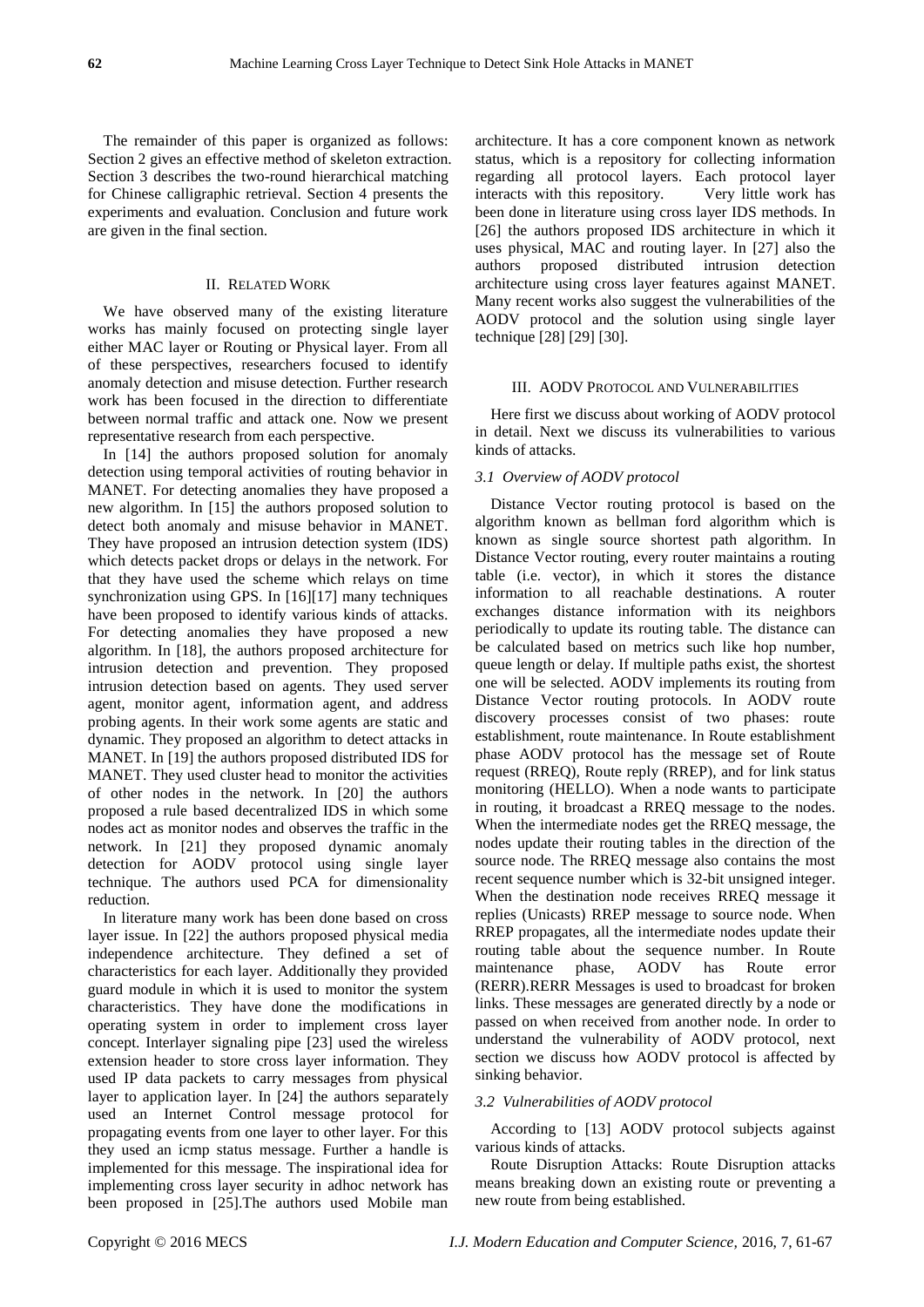The remainder of this paper is organized as follows: Section 2 gives an effective method of skeleton extraction. Section 3 describes the two-round hierarchical matching for Chinese calligraphic retrieval. Section 4 presents the experiments and evaluation. Conclusion and future work are given in the final section.

## II. RELATED WORK

We have observed many of the existing literature works has mainly focused on protecting single layer either MAC layer or Routing or Physical layer. From all of these perspectives, researchers focused to identify anomaly detection and misuse detection. Further research work has been focused in the direction to differentiate between normal traffic and attack one. Now we present representative research from each perspective.

In [14] the authors proposed solution for anomaly detection using temporal activities of routing behavior in MANET. For detecting anomalies they have proposed a new algorithm. In [15] the authors proposed solution to detect both anomaly and misuse behavior in MANET. They have proposed an intrusion detection system (IDS) which detects packet drops or delays in the network. For that they have used the scheme which relays on time synchronization using GPS. In [16][17] many techniques have been proposed to identify various kinds of attacks. For detecting anomalies they have proposed a new algorithm. In [18], the authors proposed architecture for intrusion detection and prevention. They proposed intrusion detection based on agents. They used server agent, monitor agent, information agent, and address probing agents. In their work some agents are static and dynamic. They proposed an algorithm to detect attacks in MANET. In [19] the authors proposed distributed IDS for MANET. They used cluster head to monitor the activities of other nodes in the network. In [20] the authors proposed a rule based decentralized IDS in which some nodes act as monitor nodes and observes the traffic in the network. In [21] they proposed dynamic anomaly detection for AODV protocol using single layer technique. The authors used PCA for dimensionality reduction.

In literature many work has been done based on cross layer issue. In [22] the authors proposed physical media independence architecture. They defined a set of characteristics for each layer. Additionally they provided guard module in which it is used to monitor the system characteristics. They have done the modifications in operating system in order to implement cross layer concept. Interlayer signaling pipe [23] used the wireless extension header to store cross layer information. They used IP data packets to carry messages from physical layer to application layer. In [24] the authors separately used an Internet Control message protocol for propagating events from one layer to other layer. For this they used an icmp status message. Further a handle is implemented for this message. The inspirational idea for implementing cross layer security in adhoc network has been proposed in [25].The authors used Mobile man architecture. It has a core component known as network status, which is a repository for collecting information regarding all protocol layers. Each protocol layer interacts with this repository. Very little work has been done in literature using cross layer IDS methods. In [26] the authors proposed IDS architecture in which it uses physical, MAC and routing layer. In [27] also the authors proposed distributed intrusion detection architecture using cross layer features against MANET. Many recent works also suggest the vulnerabilities of the AODV protocol and the solution using single layer technique [28] [29] [30].

## III. AODV PROTOCOL AND VULNERABILITIES

Here first we discuss about working of AODV protocol in detail. Next we discuss its vulnerabilities to various kinds of attacks.

### *3.1 Overview of AODV protocol*

Distance Vector routing protocol is based on the algorithm known as bellman ford algorithm which is known as single source shortest path algorithm. In Distance Vector routing, every router maintains a routing table (i.e. vector), in which it stores the distance information to all reachable destinations. A router exchanges distance information with its neighbors periodically to update its routing table. The distance can be calculated based on metrics such like hop number, queue length or delay. If multiple paths exist, the shortest one will be selected. AODV implements its routing from Distance Vector routing protocols. In AODV route discovery processes consist of two phases: route establishment, route maintenance. In Route establishment phase AODV protocol has the message set of Route request (RREQ), Route reply (RREP), and for link status monitoring (HELLO). When a node wants to participate in routing, it broadcast a RREQ message to the nodes. When the intermediate nodes get the RREQ message, the nodes update their routing tables in the direction of the source node. The RREQ message also contains the most recent sequence number which is 32-bit unsigned integer. When the destination node receives RREQ message it replies (Unicasts) RREP message to source node. When RREP propagates, all the intermediate nodes update their routing table about the sequence number. In Route maintenance phase, AODV has Route error (RERR).RERR Messages is used to broadcast for broken links. These messages are generated directly by a node or passed on when received from another node. In order to understand the vulnerability of AODV protocol, next section we discuss how AODV protocol is affected by sinking behavior.

### *3.2 Vulnerabilities of AODV protocol*

According to [13] AODV protocol subjects against various kinds of attacks.

Route Disruption Attacks: Route Disruption attacks means breaking down an existing route or preventing a new route from being established.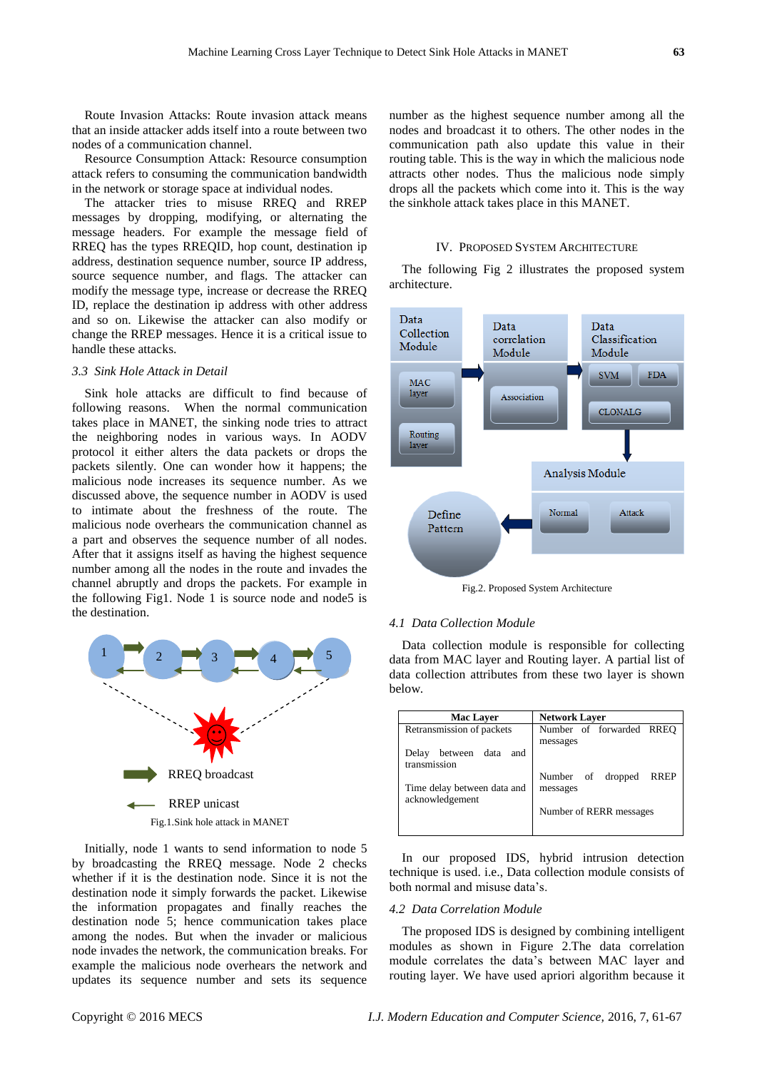Route Invasion Attacks: Route invasion attack means that an inside attacker adds itself into a route between two nodes of a communication channel.

Resource Consumption Attack: Resource consumption attack refers to consuming the communication bandwidth in the network or storage space at individual nodes.

The attacker tries to misuse RREQ and RREP messages by dropping, modifying, or alternating the message headers. For example the message field of RREQ has the types RREQID, hop count, destination ip address, destination sequence number, source IP address, source sequence number, and flags. The attacker can modify the message type, increase or decrease the RREQ ID, replace the destination ip address with other address and so on. Likewise the attacker can also modify or change the RREP messages. Hence it is a critical issue to handle these attacks.

### *3.3 Sink Hole Attack in Detail*

Sink hole attacks are difficult to find because of following reasons. When the normal communication takes place in MANET, the sinking node tries to attract the neighboring nodes in various ways. In AODV protocol it either alters the data packets or drops the packets silently. One can wonder how it happens; the malicious node increases its sequence number. As we discussed above, the sequence number in AODV is used to intimate about the freshness of the route. The malicious node overhears the communication channel as a part and observes the sequence number of all nodes. After that it assigns itself as having the highest sequence number among all the nodes in the route and invades the channel abruptly and drops the packets. For example in the following Fig1. Node 1 is source node and node5 is the destination.

Fig.1.Sink hole attack in MANET

Initially, node 1 wants to send information to node 5 by broadcasting the RREQ message. Node 2 checks whether if it is the destination node. Since it is not the destination node it simply forwards the packet. Likewise the information propagates and finally reaches the destination node 5; hence communication takes place among the nodes. But when the invader or malicious node invades the network, the communication breaks. For example the malicious node overhears the network and updates its sequence number and sets its sequence number as the highest sequence number among all the nodes and broadcast it to others. The other nodes in the communication path also update this value in their routing table. This is the way in which the malicious node attracts other nodes. Thus the malicious node simply drops all the packets which come into it. This is the way the sinkhole attack takes place in this MANET.

## IV. Proposed System Architecture

The following Fig 2 illustrates the proposed system architecture.

Fig.2. Proposed System Architecture

### *4.1 Data Collection Module*

Data collection module is responsible for collecting data from MAC layer and Routing layer. A partial list of data collection attributes from these two layer is shown below.

| Mac Layer | Network Layer |
|---|---|
| Retransmission of packets | Number of forwarded RREQ messages |
| Delay between data and transmission | Number of dropped RREP messages |
| Time delay between data and acknowledgement | Number of RERR messages |

In our proposed IDS, hybrid intrusion detection technique is used. i.e., Data collection module consists of both normal and misuse data's.

### *4.2 Data Correlation Module*

The proposed IDS is designed by combining intelligent modules as shown in Figure 2.The data correlation module correlates the data's between MAC layer and routing layer. We have used apriori algorithm because it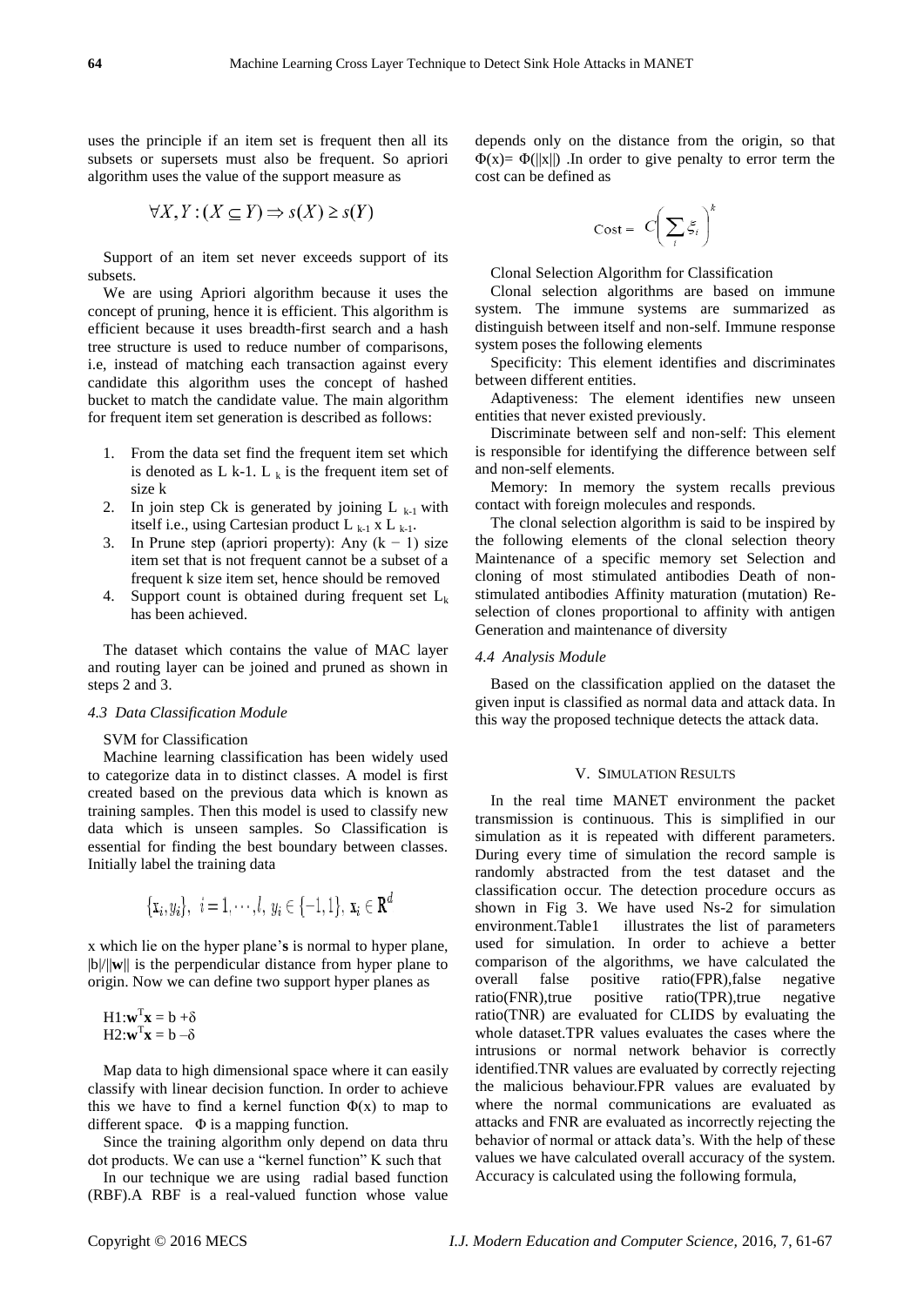uses the principle if an item set is frequent then all its subsets or supersets must also be frequent. So apriori algorithm uses the value of the support measure as

$$\forall X, Y : (X \subseteq Y) \Rightarrow s(X) \geq s(Y)$$

Support of an item set never exceeds support of its subsets.

We are using Apriori algorithm because it uses the concept of pruning, hence it is efficient. This algorithm is efficient because it uses breadth-first search and a hash tree structure is used to reduce number of comparisons, i.e, instead of matching each transaction against every candidate this algorithm uses the concept of hashed bucket to match the candidate value. The main algorithm for frequent item set generation is described as follows:

1. From the data set find the frequent item set which is denoted as L k-1. $L_k$ is the frequent item set of size k
2. In join step Ck is generated by joining $L_{k-1}$ with itself i.e., using Cartesian product $L_{k-1} \times L_{k-1}$.
3. In Prune step (apriori property): Any $(k - 1)$ size item set that is not frequent cannot be a subset of a frequent k size item set, hence should be removed
4. Support count is obtained during frequent set $L_k$ has been achieved.

The dataset which contains the value of MAC layer and routing layer can be joined and pruned as shown in steps 2 and 3.

### *4.3 Data Classification Module*

SVM for Classification

Machine learning classification has been widely used to categorize data in to distinct classes. A model is first created based on the previous data which is known as training samples. Then this model is used to classify new data which is unseen samples. So Classification is essential for finding the best boundary between classes. Initially label the training data

$$\{\mathbf{x}_i, y_i\},\ \ i = 1, \cdots, l,\ y_i \in \{-1, 1\},\ \mathbf{x}_i \in \mathbf{R}^d$$

x which lie on the hyper plane's **s** is normal to hyper plane, $|b|/\|\mathbf{w}\|$ is the perpendicular distance from hyper plane to origin. Now we can define two support hyper planes as

H1: $\mathbf{w}^T\mathbf{x} = b + \delta$
H2: $\mathbf{w}^T\mathbf{x} = b - \delta$

Map data to high dimensional space where it can easily classify with linear decision function. In order to achieve this we have to find a kernel function $\Phi(x)$ to map to different space. $\Phi$ is a mapping function.

Since the training algorithm only depend on data thru dot products. We can use a "kernel function" K such that

In our technique we are using radial based function (RBF).A RBF is a real-valued function whose value depends only on the distance from the origin, so that $\Phi(x) = \Phi(\|x\|)$ .In order to give penalty to error term the cost can be defined as

$$\text{Cost} = C\left(\sum_i \xi_i\right)^k$$

Clonal Selection Algorithm for Classification

Clonal selection algorithms are based on immune system. The immune systems are summarized as distinguish between itself and non-self. Immune response system poses the following elements

Specificity: This element identifies and discriminates between different entities.

Adaptiveness: The element identifies new unseen entities that never existed previously.

Discriminate between self and non-self: This element is responsible for identifying the difference between self and non-self elements.

Memory: In memory the system recalls previous contact with foreign molecules and responds.

The clonal selection algorithm is said to be inspired by the following elements of the clonal selection theory Maintenance of a specific memory set Selection and cloning of most stimulated antibodies Death of non-stimulated antibodies Affinity maturation (mutation) Re-selection of clones proportional to affinity with antigen Generation and maintenance of diversity

### *4.4 Analysis Module*

Based on the classification applied on the dataset the given input is classified as normal data and attack data. In this way the proposed technique detects the attack data.

## V. Simulation Results

In the real time MANET environment the packet transmission is continuous. This is simplified in our simulation as it is repeated with different parameters. During every time of simulation the record sample is randomly abstracted from the test dataset and the classification occur. The detection procedure occurs as shown in Fig 3. We have used Ns-2 for simulation environment.Table1 illustrates the list of parameters used for simulation. In order to achieve a better comparison of the algorithms, we have calculated the overall false positive ratio(FPR),false negative ratio(FNR),true positive ratio(TPR),true negative ratio(TNR) are evaluated for CLIDS by evaluating the whole dataset.TPR values evaluates the cases where the intrusions or normal network behavior is correctly identified.TNR values are evaluated by correctly rejecting the malicious behaviour.FPR values are evaluated by where the normal communications are evaluated as attacks and FNR are evaluated as incorrectly rejecting the behavior of normal or attack data's. With the help of these values we have calculated overall accuracy of the system. Accuracy is calculated using the following formula,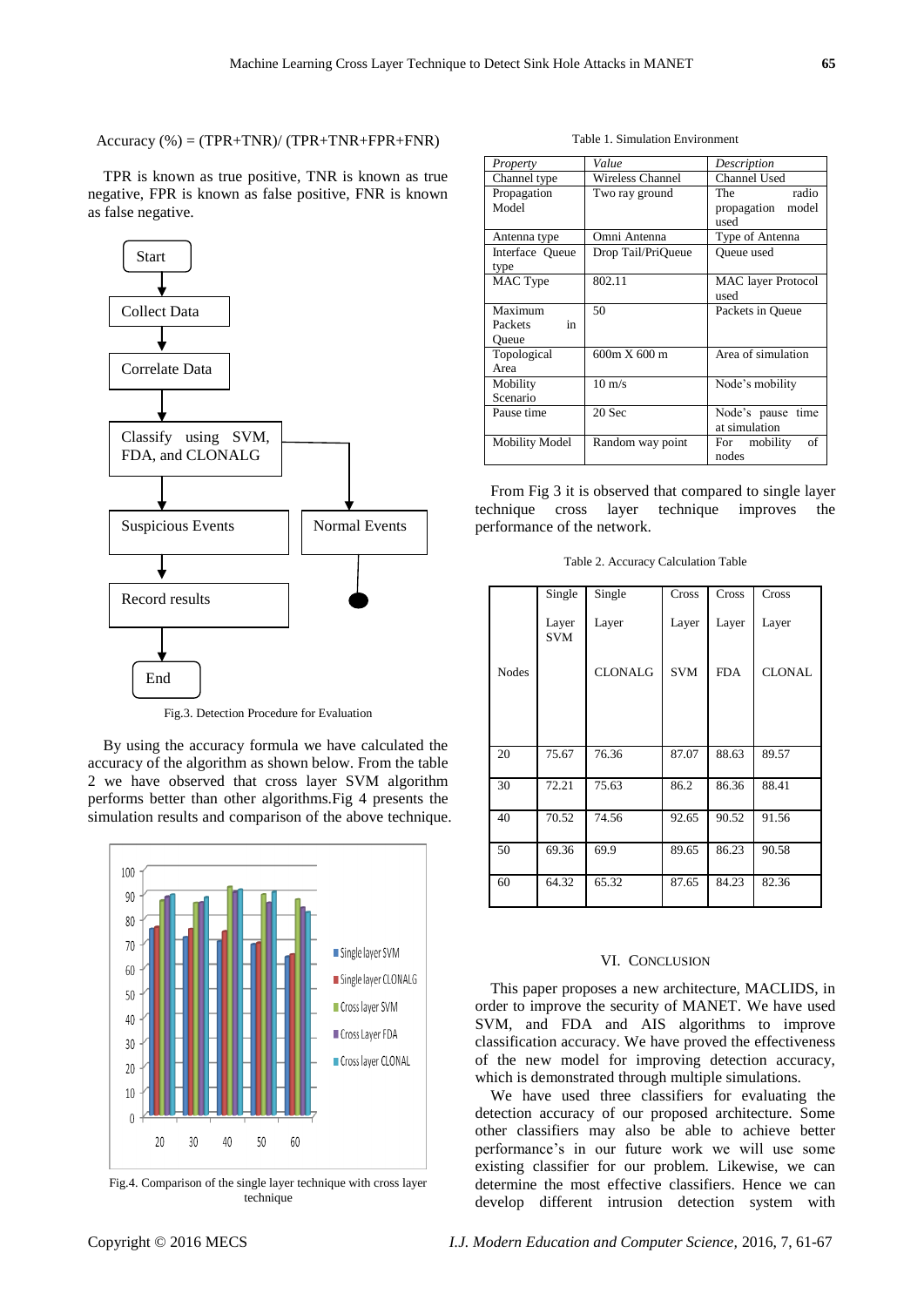Accuracy (%) = (TPR+TNR)/ (TPR+TNR+FPR+FNR)

TPR is known as true positive, TNR is known as true negative, FPR is known as false positive, FNR is known as false negative.

Fig.3. Detection Procedure for Evaluation

By using the accuracy formula we have calculated the accuracy of the algorithm as shown below. From the table 2 we have observed that cross layer SVM algorithm performs better than other algorithms.Fig 4 presents the simulation results and comparison of the above technique.

Fig.4. Comparison of the single layer technique with cross layer technique

Table 1. Simulation Environment

| *Property* | *Value* | *Description* |
|---|---|---|
| Channel type | Wireless Channel | Channel Used |
| Propagation Model | Two ray ground | The radio propagation model used |
| Antenna type | Omni Antenna | Type of Antenna |
| Interface Queue type | Drop Tail/PriQueue | Queue used |
| MAC Type | 802.11 | MAC layer Protocol used |
| Maximum Packets in Queue | 50 | Packets in Queue |
| Topological Area | 600m X 600 m | Area of simulation |
| Mobility Scenario | 10 m/s | Node's mobility |
| Pause time | 20 Sec | Node's pause time at simulation |
| Mobility Model | Random way point | For mobility of nodes |

From Fig 3 it is observed that compared to single layer technique cross layer technique improves the performance of the network.

Table 2. Accuracy Calculation Table

| Nodes | Single Layer SVM | Single Layer CLONALG | Cross Layer SVM | Cross Layer FDA | Cross Layer CLONAL |
|---|---|---|---|---|---|
| 20 | 75.67 | 76.36 | 87.07 | 88.63 | 89.57 |
| 30 | 72.21 | 75.63 | 86.2 | 86.36 | 88.41 |
| 40 | 70.52 | 74.56 | 92.65 | 90.52 | 91.56 |
| 50 | 69.36 | 69.9 | 89.65 | 86.23 | 90.58 |
| 60 | 64.32 | 65.32 | 87.65 | 84.23 | 82.36 |

## VI. Conclusion

This paper proposes a new architecture, MACLIDS, in order to improve the security of MANET. We have used SVM, and FDA and AIS algorithms to improve classification accuracy. We have proved the effectiveness of the new model for improving detection accuracy, which is demonstrated through multiple simulations.

We have used three classifiers for evaluating the detection accuracy of our proposed architecture. Some other classifiers may also be able to achieve better performance's in our future work we will use some existing classifier for our problem. Likewise, we can determine the most effective classifiers. Hence we can develop different intrusion detection system with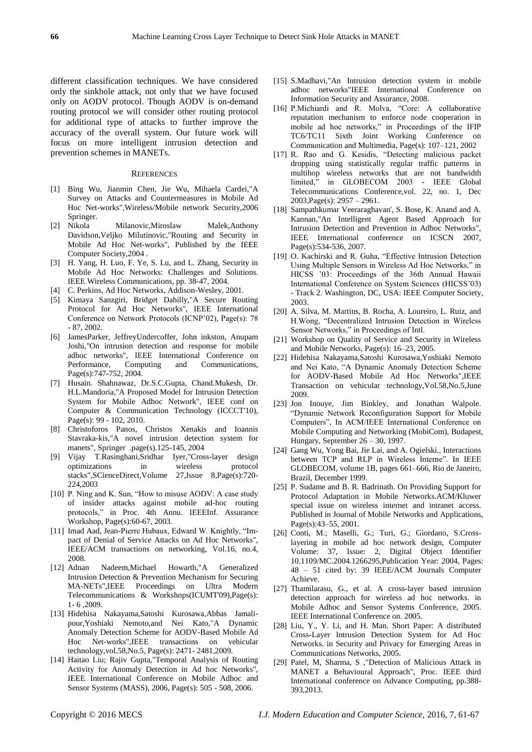different classification techniques. We have considered only the sinkhole attack, not only that we have focused only on AODV protocol. Though AODV is on-demand routing protocol we will consider other routing protocol for additional type of attacks to further improve the accuracy of the overall system. Our future work will focus on more intelligent intrusion detection and prevention schemes in MANETs.

## REFERENCES

[1] Bing Wu, Jianmin Chen, Jie Wu, Mihaela Cardei,"A Survey on Attacks and Countermeasures in Mobile Ad Hoc Net-works",Wireless/Mobile network Security,2006 Springer.

[2] Nikola Milanovic,Miroslaw Malek,Anthony Davidson,Veljko Milutinovic,"Routing and Security in Mobile Ad Hoc Net-works", Published by the IEEE Computer Society,2004 .

[3] H. Yang, H. Luo, F. Ye, S. Lu, and L. Zhang, Security in Mobile Ad Hoc Networks: Challenges and Solutions. IEEE Wireless Communications, pp. 38-47, 2004.

[4] C. Perkins, Ad Hoc Networks, Addison-Wesley, 2001.

[5] Kimaya Sanzgiri, Bridget Dahilly,"A Secure Routing Protocol for Ad Hoc Networks", IEEE International Conference on Network Protocols (ICNP'02), Page(s): 78 - 87, 2002.

[6] JamesParker, JeffreyUndercoffer, John inkston, Anupam Joshi,"On intrusion detection and response for mobile adhoc networks", IEEE International Conference on Performance, Computing and Communications, Page(s):747-752, 2004.

[7] Husain. Shahnawaz, Dr.S.C.Gupta, Chand.Mukesh, Dr. H.L.Mandoria,"A Proposed Model for Intrusion Detection System for Mobile Adhoc Network", IEEE conf on Computer & Communication Technology (ICCCT'10), Page(s): 99 - 102, 2010.

[8] Christoforos Panos, Christos Xenakis and Ioannis Stavraka-kis,"A novel intrusion detection system for manets", Springer .page(s).125-145, 2004

[9] Vijay T.Rasinghani,Sridhar Iyer,"Cross-layer design optimizations in wireless protocol stacks",SCienceDirect,Volume 27,Issue 8,Page(s):720-224,2003

[10] P. Ning and K. Sun, "How to misuse AODV: A case study of insider attacks against mobile ad-hoc routing protocols," in Proc. 4th Annu. IEEEInf. Assurance Workshop, Page(s):60-67, 2003.

[11] Imad Aad, Jean-Pierre Hubaux, Edward W. Knightly, "Im-pact of Denial of Service Attacks on Ad Hoc Networks", IEEE/ACM transactions on networking, Vol.16, no.4, 2008.

[12] Adnan Nadeem,Michael Howarth,"A Generalized Intrusion Detection & Prevention Mechanism for Securing MA-NETs",IEEE Proceedings on Ultra Modern Telecommunications & Workshops(ICUMT'09),Page(s): 1- 6 ,2009.

[13] Hidehisa Nakayama,Satoshi Kurosawa,Abbas Jamali-pour,Yoshiaki Nemoto,and Nei Kato,"A Dynamic Anomaly Detection Scheme for AODV-Based Mobile Ad Hoc Net-works",IEEE transactions on vehicular technology,vol.58,No.5, Page(s): 2471- 2481,2009.

[14] Haitao Liu; Rajiv Gupta,"Temporal Analysis of Routing Activity for Anomaly Detection in Ad hoc Networks", IEEE International Conference on Mobile Adhoc and Sensor Systems (MASS), 2006, Page(s): 505 - 508, 2006.

[15] S.Madhavi,"An Intrusion detection system in mobile adhoc networks"IEEE International Conference on Information Security and Assurance, 2008.

[16] P.Michiardi and R. Molva, "Core: A collaborative reputation mechanism to enforce node cooperation in mobile ad hoc networks," in Proceedings of the IFIP TC6/TC11 Sixth Joint Working Conference on Communication and Multimedia, Page(s): 107–121, 2002

[17] R. Rao and G. Kesidis, "Detecting malicious packet dropping using statistically regular traffic patterns in multihop wireless networks that are not bandwidth limited," in GLOBECOM 2003 - IEEE Global Telecommunications Conference,vol. 22, no. 1, Dec 2003,Page(s): 2957 – 2961.

[18] Sampathkumar Veeraraghavan', S. Bose, K. Anand and A. Kannan,"An Intelligent Agent Based Approach for Intrusion Detection and Prevention in Adhoc Networks", IEEE International conference on ICSCN 2007, Page(s):534-536, 2007.

[19] O. Kachirski and R. Guha, "Effective Intrusion Detection Using Multiple Sensors in Wireless Ad Hoc Networks," in HICSS '03: Proceedings of the 36th Annual Hawaii International Conference on System Sciences (HICSS'03) - Track 2. Washington, DC, USA: IEEE Computer Society, 2003.

[20] A. Silva, M. Martins, B. Rocha, A. Loureiro, L. Ruiz, and H.Wong, "Decentralized Intrusion Detection in Wireless Sensor Networks," in Proceedings of Intl.

[21] Workshop on Quality of Service and Security in Wireless and Mobile Networks, Page(s): 16–23, 2005.

[22] Hidehisa Nakayama,Satoshi Kurosawa,Yoshiaki Nemoto and Nei Kato, "A Dynamic Anomaly Detection Scheme for AODV-Based Mobile Ad Hoc Networks",IEEE Transaction on vehicular technology,Vol.58,No.5,June 2009.

[23] Jon Inouye, Jim Binkley, and Jonathan Walpole. "Dynamic Network Reconfiguration Support for Mobile Computers", In ACM/IEEE International Conference on Mobile Computing and Networking (MobiCom), Budapest, Hungary, September 26 – 30, 1997.

[24] Gang Wu, Yong Bai, Jie Lai, and A. Ogielski., Interactions between TCP and RLP in Wireless Interne". In IEEE GLOBECOM, volume 1B, pages 661–666, Rio de Janeiro, Brazil, December 1999.

[25] P. Sudame and B. R. Badrinath. On Providing Support for Protocol Adaptation in Mobile Networks.ACM/Kluwer special issue on wireless internet and intranet access. Published in Journal of Mobile Networks and Applications, Page(s):43–55, 2001.

[26] Conti, M.; Maselli, G.; Turi, G.; Giordano, S.Cross-layering in mobile ad hoc network design, Computer Volume: 37, Issue: 2, Digital Object Identifier 10.1109/MC.2004.1266295,Publication Year: 2004, Pages: 48 – 51 cited by: 39 IEEE/ACM Journals Computer Achieve.

[27] Thamilarasu, G., et al. A cross-layer based intrusion detection approach for wireless ad hoc networks. in Mobile Adhoc and Sensor Systems Conference, 2005. IEEE International Conference on. 2005.

[28] Liu, Y., Y. Li, and H. Man. Short Paper: A distributed Cross-Layer Intrusion Detection System for Ad Hoc Networks. in Security and Privacy for Emerging Areas in Communications Networks, 2005.

[29] Patel, M, Sharma, S ,"Detection of Malicious Attack in MANET a Behavioural Approach", Proc. IEEE third International conference on Advance Computing, pp.388-393,2013.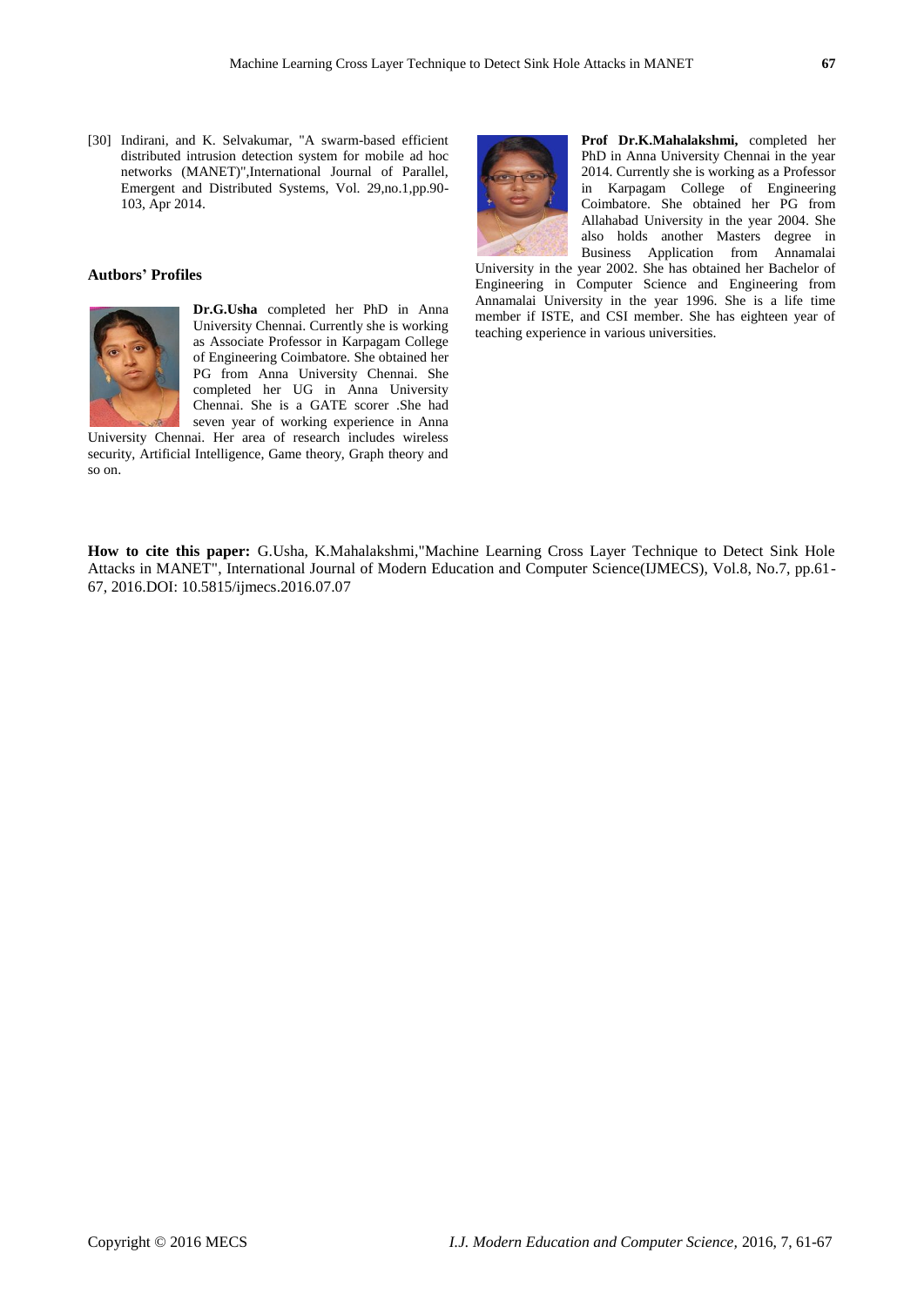[30] Indirani, and K. Selvakumar, "A swarm-based efficient distributed intrusion detection system for mobile ad hoc networks (MANET)",International Journal of Parallel, Emergent and Distributed Systems, Vol. 29,no.1,pp.90-103, Apr 2014.

### Autbors' Profiles

**Dr.G.Usha** completed her PhD in Anna University Chennai. Currently she is working as Associate Professor in Karpagam College of Engineering Coimbatore. She obtained her PG from Anna University Chennai. She completed her UG in Anna University Chennai. She is a GATE scorer .She had seven year of working experience in Anna University Chennai. Her area of research includes wireless security, Artificial Intelligence, Game theory, Graph theory and so on.

**Prof Dr.K.Mahalakshmi,** completed her PhD in Anna University Chennai in the year 2014. Currently she is working as a Professor in Karpagam College of Engineering Coimbatore. She obtained her PG from Allahabad University in the year 2004. She also holds another Masters degree in Business Application from Annamalai University in the year 2002. She has obtained her Bachelor of Engineering in Computer Science and Engineering from Annamalai University in the year 1996. She is a life time member if ISTE, and CSI member. She has eighteen year of teaching experience in various universities.

**How to cite this paper:** G.Usha, K.Mahalakshmi,"Machine Learning Cross Layer Technique to Detect Sink Hole Attacks in MANET", International Journal of Modern Education and Computer Science(IJMECS), Vol.8, No.7, pp.61-67, 2016.DOI: 10.5815/ijmecs.2016.07.07